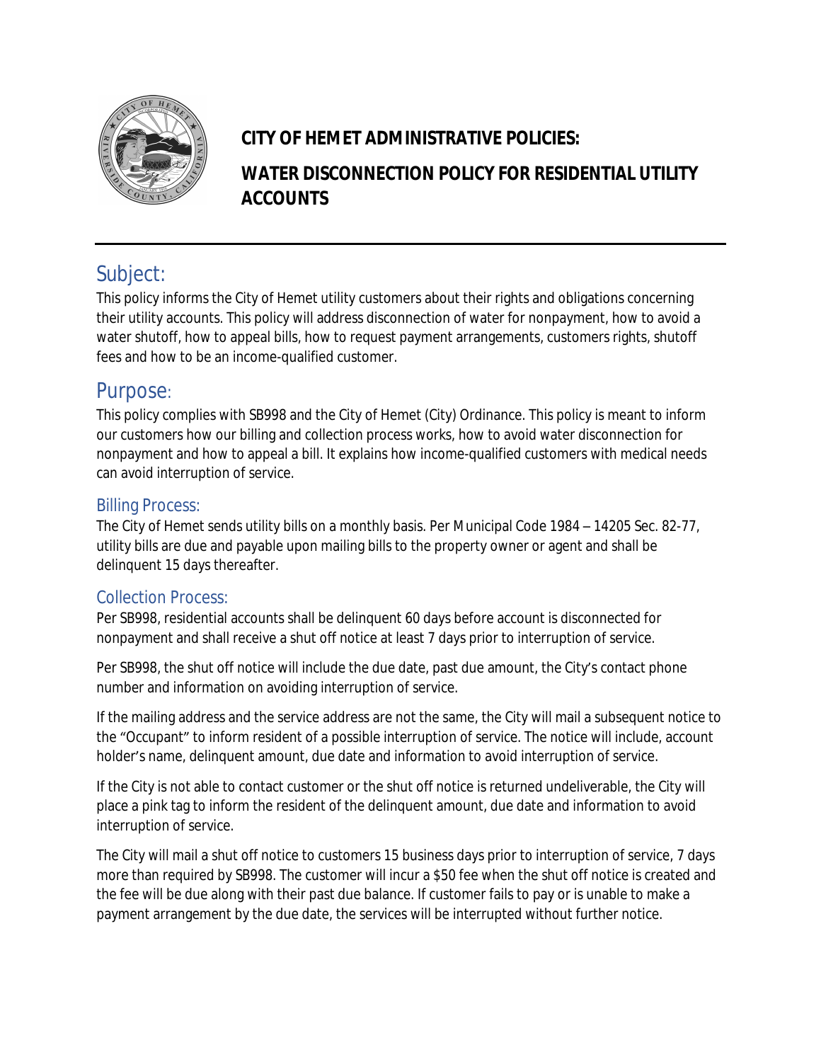# CITY OF HEMET ADMINISTRATIVE POLICIES:

# WATER DISCONNECTION POLICY FOR RESIDENTIAL UTILITY ACCOUNTS

## Subject:

This policy informs the City of Hemet utility customers about their rights and obligations concerning their utility accounts. This policy will address disconnection of water for nonpayment, how to avoid a water shutoff, how to appeal bills, how to request payment arrangements, customers rights, shutoff fees and how to be an income-qualified customer.

## Purpose:

This policy complies with SB998 and the City of Hemet (City) Ordinance. This policy is meant to inform our customers how our billing and collection process works, how to avoid water disconnection for nonpayment and how to appeal a bill. It explains how income-qualified customers with medical needs can avoid interruption of service.

### Billing Process:

The City of Hemet sends utility bills on a monthly basis. Per Municipal Code 1984 – 14205 Sec. 82-77, utility bills are due and payable upon mailing bills to the property owner or agent and shall be delinquent 15 days thereafter.

### Collection Process:

Per SB998, residential accounts shall be delinquent 60 days before account is disconnected for nonpayment and shall receive a shut off notice at least 7 days prior to interruption of service.

Per SB998, the shut off notice will include the due date, past due amount, the City's contact phone number and information on avoiding interruption of service.

If the mailing address and the service address are not the same, the City will mail a subsequent notice to the "Occupant" to inform resident of a possible interruption of service. The notice will include, account holder's name, delinquent amount, due date and information to avoid interruption of service.

If the City is not able to contact customer or the shut off notice is returned undeliverable, the City will place a pink tag to inform the resident of the delinquent amount, due date and information to avoid interruption of service.

The City will mail a shut off notice to customers 15 business days prior to interruption of service, 7 days more than required by SB998. The customer will incur a $50 fee when the shut off notice is created and the fee will be due along with their past due balance. If customer fails to pay or is unable to make a payment arrangement by the due date, the services will be interrupted without further notice.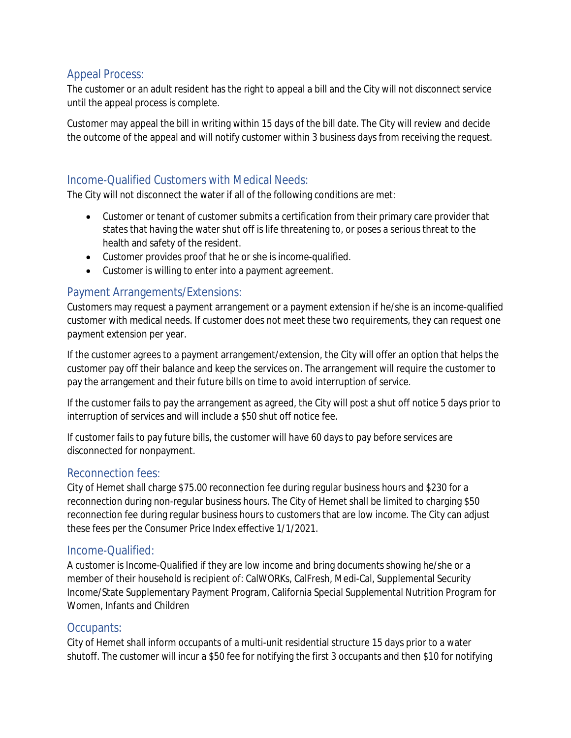## Appeal Process:

The customer or an adult resident has the right to appeal a bill and the City will not disconnect service until the appeal process is complete.

Customer may appeal the bill in writing within 15 days of the bill date. The City will review and decide the outcome of the appeal and will notify customer within 3 business days from receiving the request.

## Income-Qualified Customers with Medical Needs:

The City will not disconnect the water if all of the following conditions are met:

- Customer or tenant of customer submits a certification from their primary care provider that states that having the water shut off is life threatening to, or poses a serious threat to the health and safety of the resident.
- Customer provides proof that he or she is income-qualified.
- Customer is willing to enter into a payment agreement.

## Payment Arrangements/Extensions:

Customers may request a payment arrangement or a payment extension if he/she is an income-qualified customer with medical needs. If customer does not meet these two requirements, they can request one payment extension per year.

If the customer agrees to a payment arrangement/extension, the City will offer an option that helps the customer pay off their balance and keep the services on. The arrangement will require the customer to pay the arrangement and their future bills on time to avoid interruption of service.

If the customer fails to pay the arrangement as agreed, the City will post a shut off notice 5 days prior to interruption of services and will include a $50 shut off notice fee.

If customer fails to pay future bills, the customer will have 60 days to pay before services are disconnected for nonpayment.

## Reconnection fees:

City of Hemet shall charge $75.00 reconnection fee during regular business hours and $230 for a reconnection during non-regular business hours. The City of Hemet shall be limited to charging $50 reconnection fee during regular business hours to customers that are low income. The City can adjust these fees per the Consumer Price Index effective 1/1/2021.

## Income-Qualified:

A customer is Income-Qualified if they are low income and bring documents showing he/she or a member of their household is recipient of: CalWORKs, CalFresh, Medi-Cal, Supplemental Security Income/State Supplementary Payment Program, California Special Supplemental Nutrition Program for Women, Infants and Children

## Occupants:

City of Hemet shall inform occupants of a multi-unit residential structure 15 days prior to a water shutoff. The customer will incur a $50 fee for notifying the first 3 occupants and then $10 for notifying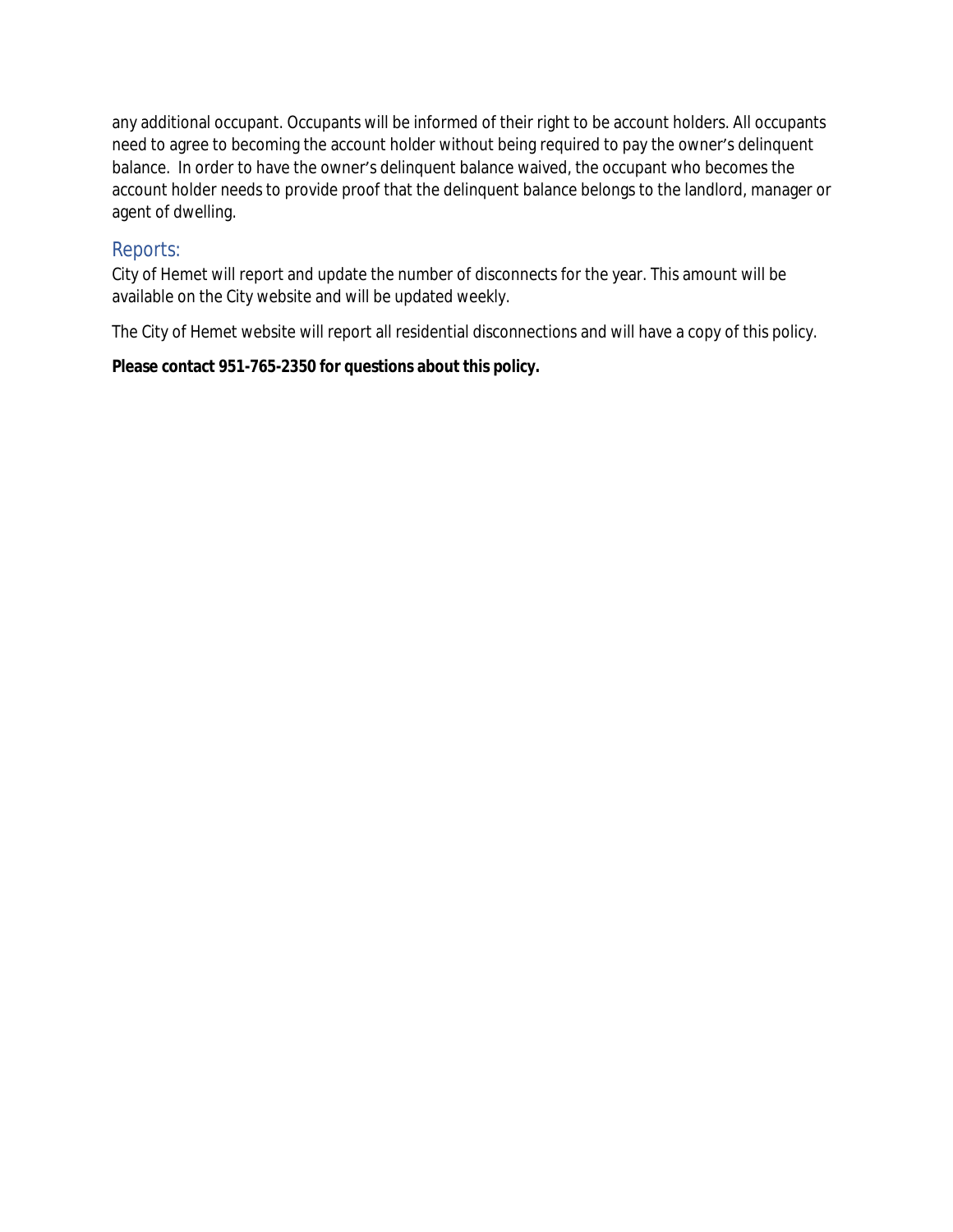any additional occupant. Occupants will be informed of their right to be account holders. All occupants need to agree to becoming the account holder without being required to pay the owner's delinquent balance. In order to have the owner's delinquent balance waived, the occupant who becomes the account holder needs to provide proof that the delinquent balance belongs to the landlord, manager or agent of dwelling.

## Reports:

City of Hemet will report and update the number of disconnects for the year. This amount will be available on the City website and will be updated weekly.

The City of Hemet website will report all residential disconnections and will have a copy of this policy.

**Please contact 951-765-2350 for questions about this policy.**